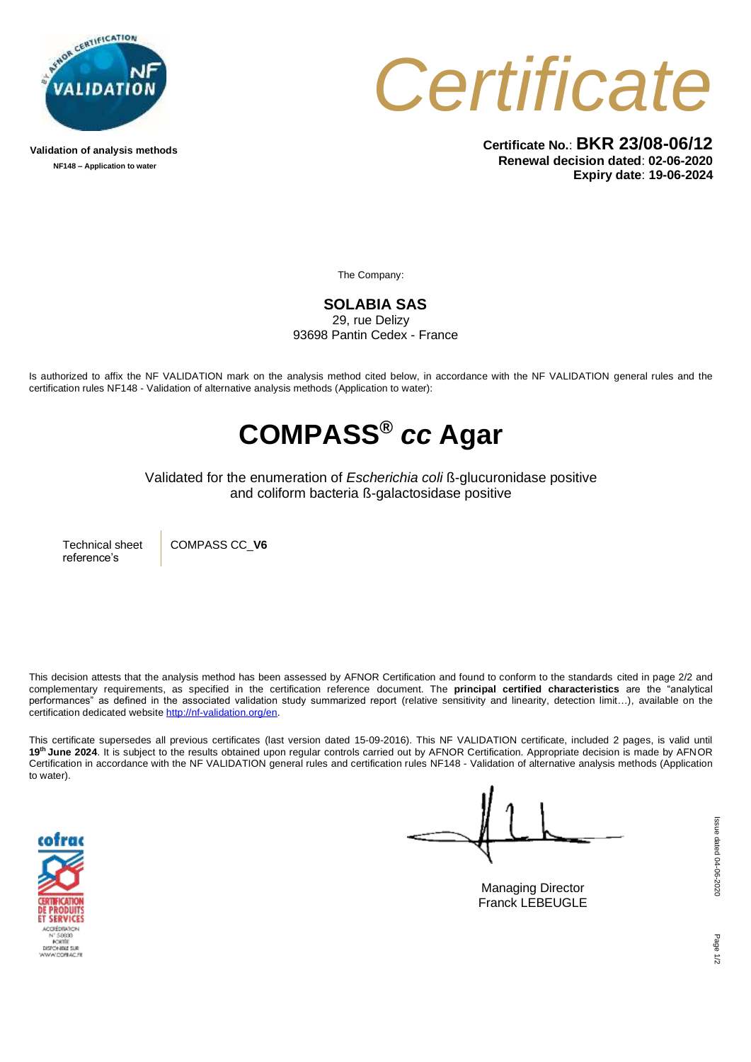Validation of analysis methods

**NF148 – Application to water**

# *Certificate*

**Certificate No.**: **BKR 23/08-06/12**
**Renewal decision dated**: **02-06-2020**
**Expiry date**: **19-06-2024**

The Company:

**SOLABIA SAS**
29, rue Delizy
93698 Pantin Cedex - France

Is authorized to affix the NF VALIDATION mark on the analysis method cited below, in accordance with the NF VALIDATION general rules and the certification rules NF148 - Validation of alternative analysis methods (Application to water):

# COMPASS® *cc* Agar

Validated for the enumeration of *Escherichia coli* ß-glucuronidase positive and coliform bacteria ß-galactosidase positive

| Technical sheet reference's | COMPASS CC_**V6** |
| --- | --- |

This decision attests that the analysis method has been assessed by AFNOR Certification and found to conform to the standards cited in page 2/2 and complementary requirements, as specified in the certification reference document. The **principal certified characteristics** are the "analytical performances" as defined in the associated validation study summarized report (relative sensitivity and linearity, detection limit…), available on the certification dedicated website http://nf-validation.org/en.

This certificate supersedes all previous certificates (last version dated 15-09-2016). This NF VALIDATION certificate, included 2 pages, is valid until **19th June 2024**. It is subject to the results obtained upon regular controls carried out by AFNOR Certification. Appropriate decision is made by AFNOR Certification in accordance with the NF VALIDATION general rules and certification rules NF148 - Validation of alternative analysis methods (Application to water).

cofrac CERTIFICATION DE PRODUITS ET SERVICES ACCRÉDITATION N° 5-0030 PORTÉE DISPONIBLE SUR WWW.COFRAC.FR

Managing Director
Franck LEBEUGLE

Issue dated 04-06-2020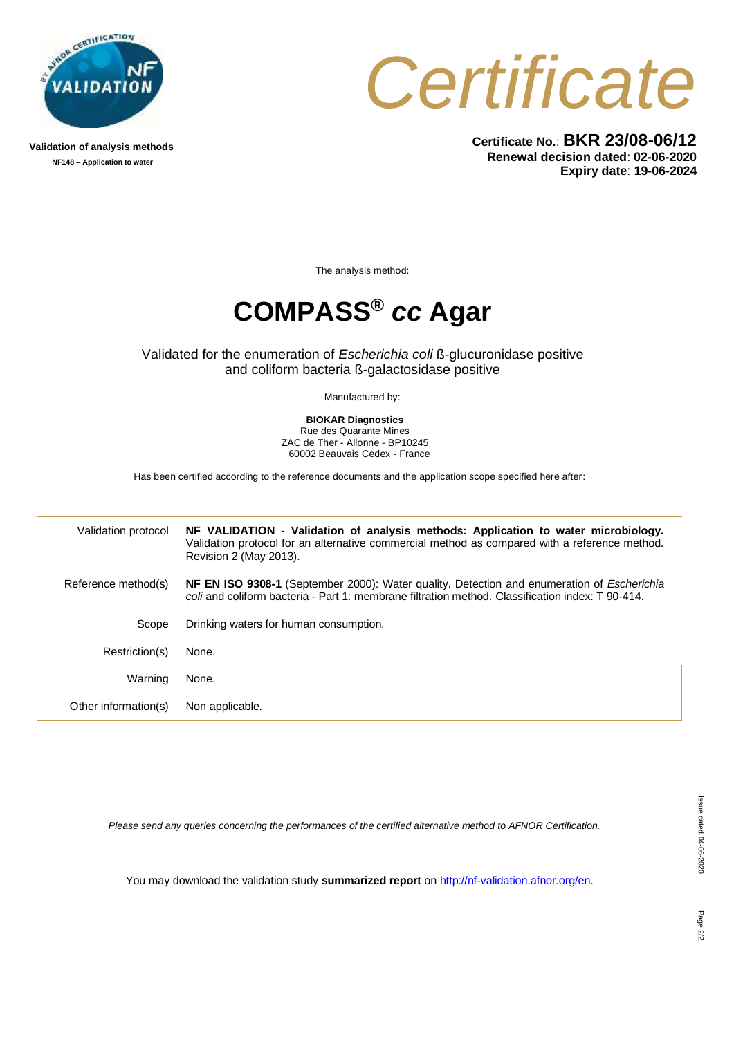Validation of analysis methods

NF148 – Application to water

# *Certificate*

**Certificate No.**: **BKR 23/08-06/12**
**Renewal decision dated**: **02-06-2020**
**Expiry date**: **19-06-2024**

The analysis method:

# COMPASS® *cc* Agar

Validated for the enumeration of *Escherichia coli* ß-glucuronidase positive and coliform bacteria ß-galactosidase positive

Manufactured by:

**BIOKAR Diagnostics**
Rue des Quarante Mines
ZAC de Ther - Allonne - BP10245
60002 Beauvais Cedex - France

Has been certified according to the reference documents and the application scope specified here after:

| | |
|---|---|
| Validation protocol | **NF VALIDATION - Validation of analysis methods: Application to water microbiology.** Validation protocol for an alternative commercial method as compared with a reference method. Revision 2 (May 2013). |
| Reference method(s) | **NF EN ISO 9308-1** (September 2000): Water quality. Detection and enumeration of *Escherichia coli* and coliform bacteria - Part 1: membrane filtration method. Classification index: T 90-414. |
| Scope | Drinking waters for human consumption. |
| Restriction(s) | None. |
| Warning | None. |
| Other information(s) | Non applicable. |

*Please send any queries concerning the performances of the certified alternative method to AFNOR Certification.*

You may download the validation study **summarized report** on [http://nf-validation.afnor.org/en](http://nf-validation.afnor.org/en).

Issue dated 04-06-2020